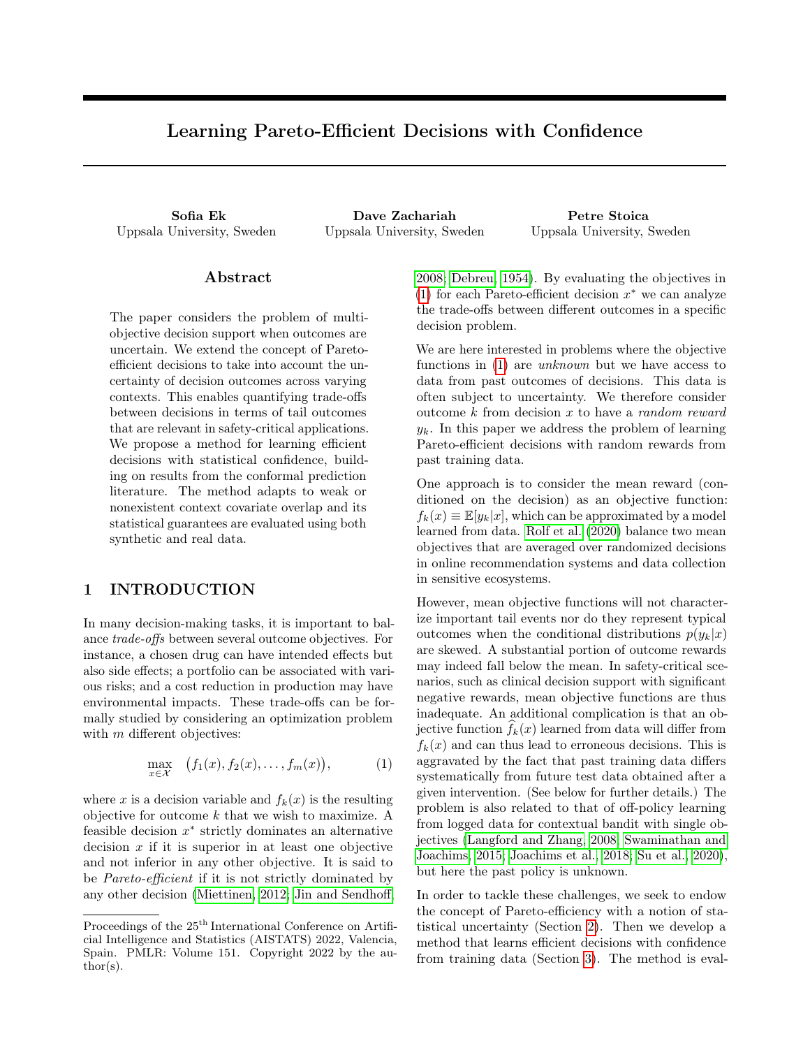# Learning Pareto-Efficient Decisions with Confidence

**Sofia Ek**
Uppsala University, Sweden

**Dave Zachariah**
Uppsala University, Sweden

**Petre Stoica**
Uppsala University, Sweden

## Abstract

The paper considers the problem of multi-objective decision support when outcomes are uncertain. We extend the concept of Pareto-efficient decisions to take into account the uncertainty of decision outcomes across varying contexts. This enables quantifying trade-offs between decisions in terms of tail outcomes that are relevant in safety-critical applications. We propose a method for learning efficient decisions with statistical confidence, building on results from the conformal prediction literature. The method adapts to weak or nonexistent context covariate overlap and its statistical guarantees are evaluated using both synthetic and real data.

## 1 INTRODUCTION

In many decision-making tasks, it is important to balance *trade-offs* between several outcome objectives. For instance, a chosen drug can have intended effects but also side effects; a portfolio can be associated with various risks; and a cost reduction in production may have environmental impacts. These trade-offs can be formally studied by considering an optimization problem with $m$ different objectives:

$$\max_{x \in \mathcal{X}} \quad \big(f_1(x), f_2(x), \ldots, f_m(x)\big), \tag{1}$$

where $x$ is a decision variable and $f_k(x)$ is the resulting objective for outcome $k$ that we wish to maximize. A feasible decision $x^*$ strictly dominates an alternative decision $x$ if it is superior in at least one objective and not inferior in any other objective. It is said to be *Pareto-efficient* if it is not strictly dominated by any other decision (Miettinen, 2012; Jin and Sendhoff, 2008; Debreu, 1954). By evaluating the objectives in (1) for each Pareto-efficient decision $x^*$ we can analyze the trade-offs between different outcomes in a specific decision problem.

We are here interested in problems where the objective functions in (1) are *unknown* but we have access to data from past outcomes of decisions. This data is often subject to uncertainty. We therefore consider outcome $k$ from decision $x$ to have a *random reward* $y_k$. In this paper we address the problem of learning Pareto-efficient decisions with random rewards from past training data.

One approach is to consider the mean reward (conditioned on the decision) as an objective function: $f_k(x) \equiv \mathbb{E}[y_k|x]$, which can be approximated by a model learned from data. Rolf et al. (2020) balance two mean objectives that are averaged over randomized decisions in online recommendation systems and data collection in sensitive ecosystems.

However, mean objective functions will not characterize important tail events nor do they represent typical outcomes when the conditional distributions $p(y_k|x)$ are skewed. A substantial portion of outcome rewards may indeed fall below the mean. In safety-critical scenarios, such as clinical decision support with significant negative rewards, mean objective functions are thus inadequate. An additional complication is that an objective function $\widehat{f}_k(x)$ learned from data will differ from $f_k(x)$ and can thus lead to erroneous decisions. This is aggravated by the fact that past training data differs systematically from future test data obtained after a given intervention. (See below for further details.) The problem is also related to that of off-policy learning from logged data for contextual bandit with single objectives (Langford and Zhang, 2008; Swaminathan and Joachims, 2015; Joachims et al., 2018; Su et al., 2020), but here the past policy is unknown.

In order to tackle these challenges, we seek to endow the concept of Pareto-efficiency with a notion of statistical uncertainty (Section 2). Then we develop a method that learns efficient decisions with confidence from training data (Section 3). The method is eval-

Proceedings of the 25[th] International Conference on Artificial Intelligence and Statistics (AISTATS) 2022, Valencia, Spain. PMLR: Volume 151. Copyright 2022 by the author(s).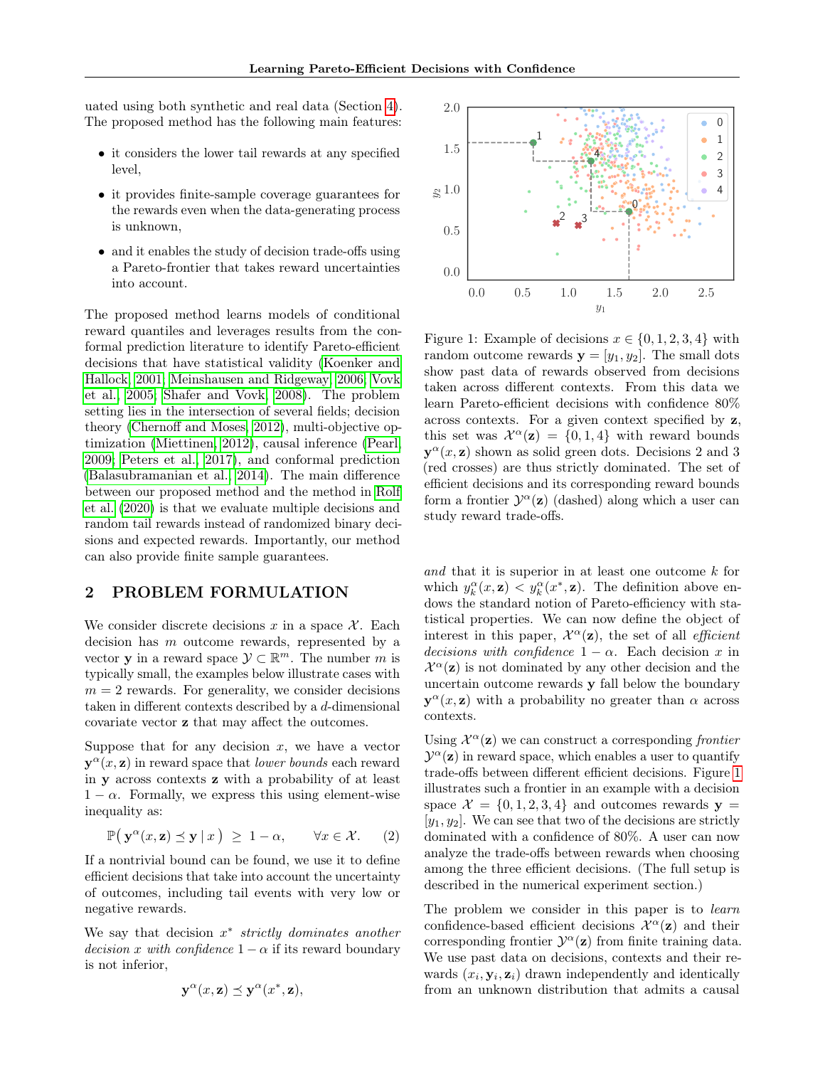uated using both synthetic and real data (Section 4). The proposed method has the following main features:

- it considers the lower tail rewards at any specified level,
- it provides finite-sample coverage guarantees for the rewards even when the data-generating process is unknown,
- and it enables the study of decision trade-offs using a Pareto-frontier that takes reward uncertainties into account.

The proposed method learns models of conditional reward quantiles and leverages results from the conformal prediction literature to identify Pareto-efficient decisions that have statistical validity (Koenker and Hallock, 2001; Meinshausen and Ridgeway, 2006; Vovk et al., 2005; Shafer and Vovk, 2008). The problem setting lies in the intersection of several fields; decision theory (Chernoff and Moses, 2012), multi-objective optimization (Miettinen, 2012), causal inference (Pearl, 2009; Peters et al., 2017), and conformal prediction (Balasubramanian et al., 2014). The main difference between our proposed method and the method in Rolf et al. (2020) is that we evaluate multiple decisions and random tail rewards instead of randomized binary decisions and expected rewards. Importantly, our method can also provide finite sample guarantees.

Figure 1: Example of decisions $x \in \{0, 1, 2, 3, 4\}$ with random outcome rewards $\mathbf{y} = [y_1, y_2]$. The small dots show past data of rewards observed from decisions taken across different contexts. From this data we learn Pareto-efficient decisions with confidence 80% across contexts. For a given context specified by $\mathbf{z}$, this set was $\mathcal{X}^\alpha(\mathbf{z}) = \{0, 1, 4\}$ with reward bounds $\mathbf{y}^\alpha(x, \mathbf{z})$ shown as solid green dots. Decisions 2 and 3 (red crosses) are thus strictly dominated. The set of efficient decisions and its corresponding reward bounds form a frontier $\mathcal{Y}^\alpha(\mathbf{z})$ (dashed) along which a user can study reward trade-offs.

## 2 PROBLEM FORMULATION

We consider discrete decisions $x$ in a space $\mathcal{X}$. Each decision has $m$ outcome rewards, represented by a vector $\mathbf{y}$ in a reward space $\mathcal{Y} \subset \mathbb{R}^m$. The number $m$ is typically small, the examples below illustrate cases with $m = 2$ rewards. For generality, we consider decisions taken in different contexts described by a $d$-dimensional covariate vector $\mathbf{z}$ that may affect the outcomes.

Suppose that for any decision $x$, we have a vector $\mathbf{y}^\alpha(x, \mathbf{z})$ in reward space that *lower bounds* each reward in $\mathbf{y}$ across contexts $\mathbf{z}$ with a probability of at least $1 - \alpha$. Formally, we express this using element-wise inequality as:

$$\mathbb{P}\big(\, \mathbf{y}^\alpha(x, \mathbf{z}) \preceq \mathbf{y} \,|\, x \,\big) \;\geq\; 1 - \alpha, \qquad \forall x \in \mathcal{X}. \tag{2}$$

If a nontrivial bound can be found, we use it to define efficient decisions that take into account the uncertainty of outcomes, including tail events with very low or negative rewards.

We say that decision $x^*$ *strictly dominates another decision* $x$ *with confidence* $1 - \alpha$ if its reward boundary is not inferior,

$$\mathbf{y}^\alpha(x, \mathbf{z}) \preceq \mathbf{y}^\alpha(x^*, \mathbf{z}),$$

*and* that it is superior in at least one outcome $k$ for which $y^\alpha_k(x, \mathbf{z}) < y^\alpha_k(x^*, \mathbf{z})$. The definition above endows the standard notion of Pareto-efficiency with statistical properties. We can now define the object of interest in this paper, $\mathcal{X}^\alpha(\mathbf{z})$, the set of all *efficient decisions with confidence* $1 - \alpha$. Each decision $x$ in $\mathcal{X}^\alpha(\mathbf{z})$ is not dominated by any other decision and the uncertain outcome rewards $\mathbf{y}$ fall below the boundary $\mathbf{y}^\alpha(x, \mathbf{z})$ with a probability no greater than $\alpha$ across contexts.

Using $\mathcal{X}^\alpha(\mathbf{z})$ we can construct a corresponding *frontier* $\mathcal{Y}^\alpha(\mathbf{z})$ in reward space, which enables a user to quantify trade-offs between different efficient decisions. Figure 1 illustrates such a frontier in an example with a decision space $\mathcal{X} = \{0, 1, 2, 3, 4\}$ and outcomes rewards $\mathbf{y} = [y_1, y_2]$. We can see that two of the decisions are strictly dominated with a confidence of 80%. A user can now analyze the trade-offs between rewards when choosing among the three efficient decisions. (The full setup is described in the numerical experiment section.)

The problem we consider in this paper is to *learn* confidence-based efficient decisions $\mathcal{X}^\alpha(\mathbf{z})$ and their corresponding frontier $\mathcal{Y}^\alpha(\mathbf{z})$ from finite training data. We use past data on decisions, contexts and their rewards $(x_i, \mathbf{y}_i, \mathbf{z}_i)$ drawn independently and identically from an unknown distribution that admits a causal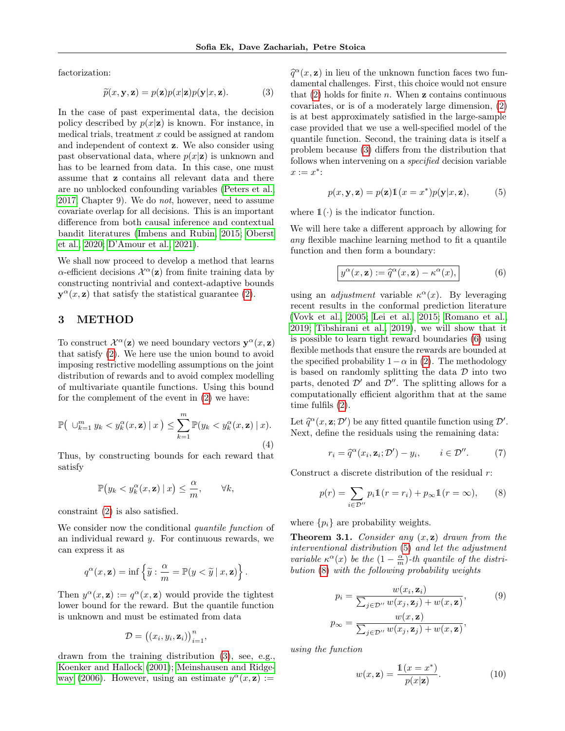factorization:

$$\widetilde{p}(x, \mathbf{y}, \mathbf{z}) = p(\mathbf{z})p(x|\mathbf{z})p(\mathbf{y}|x, \mathbf{z}). \tag{3}$$

In the case of past experimental data, the decision policy described by $p(x|\mathbf{z})$ is known. For instance, in medical trials, treatment $x$ could be assigned at random and independent of context $\mathbf{z}$. We also consider using past observational data, where $p(x|\mathbf{z})$ is unknown and has to be learned from data. In this case, one must assume that $\mathbf{z}$ contains all relevant data and there are no unblocked confounding variables (Peters et al. 2017, Chapter 9). We do *not*, however, need to assume covariate overlap for all decisions. This is an important difference from both causal inference and contextual bandit literatures (Imbens and Rubin, 2015; Oberst et al., 2020; D'Amour et al., 2021).

We shall now proceed to develop a method that learns $\alpha$-efficient decisions $\mathcal{X}^\alpha(\mathbf{z})$ from finite training data by constructing nontrivial and context-adaptive bounds $\mathbf{y}^\alpha(x, \mathbf{z})$ that satisfy the statistical guarantee (2).

## 3 METHOD

To construct $\mathcal{X}^\alpha(\mathbf{z})$ we need boundary vectors $\mathbf{y}^\alpha(x, \mathbf{z})$ that satisfy (2). We here use the union bound to avoid imposing restrictive modelling assumptions on the joint distribution of rewards and to avoid complex modelling of multivariate quantile functions. Using this bound for the complement of the event in (2) we have:

$$\mathbb{P}\big( \cup_{k=1}^m y_k < y_k^\alpha(x, \mathbf{z}) \mid x \big) \leq \sum_{k=1}^m \mathbb{P}(y_k < y_k^\alpha(x, \mathbf{z}) \mid x). \tag{4}$$

Thus, by constructing bounds for each reward that satisfy

$$\mathbb{P}\big(y_k < y_k^\alpha(x, \mathbf{z}) \mid x\big) \leq \frac{\alpha}{m}, \qquad \forall k,$$

constraint (2) is also satisfied.

We consider now the conditional *quantile function* of an individual reward $y$. For continuous rewards, we can express it as

$$q^\alpha(x, \mathbf{z}) = \inf\left\{ \widetilde{y} : \frac{\alpha}{m} = \mathbb{P}(y < \widetilde{y} \mid x, \mathbf{z}) \right\}.$$

Then $y^\alpha(x, \mathbf{z}) := q^\alpha(x, \mathbf{z})$ would provide the tightest lower bound for the reward. But the quantile function is unknown and must be estimated from data

$$\mathcal{D} = \big((x_i, y_i, \mathbf{z}_i)\big)_{i=1}^n,$$

drawn from the training distribution (3), see, e.g., Koenker and Hallock (2001); Meinshausen and Ridgeway (2006). However, using an estimate $y^\alpha(x, \mathbf{z}) := \widehat{q}^\alpha(x, \mathbf{z})$ in lieu of the unknown function faces two fundamental challenges. First, this choice would not ensure that (2) holds for finite $n$. When $\mathbf{z}$ contains continuous covariates, or is of a moderately large dimension, (2) is at best approximately satisfied in the large-sample case provided that we use a well-specified model of the quantile function. Second, the training data is itself a problem because (3) differs from the distribution that follows when intervening on a *specified* decision variable $x := x^*$:

$$p(x, \mathbf{y}, \mathbf{z}) = p(\mathbf{z})\mathbb{1}(x = x^*)p(\mathbf{y}|x, \mathbf{z}), \tag{5}$$

where $\mathbb{1}(\cdot)$ is the indicator function.

We will here take a different approach by allowing for *any* flexible machine learning method to fit a quantile function and then form a boundary:

$$\boxed{y^\alpha(x, \mathbf{z}) := \widehat{q}^\alpha(x, \mathbf{z}) - \kappa^\alpha(x),} \tag{6}$$

using an *adjustment* variable $\kappa^\alpha(x)$. By leveraging recent results in the conformal prediction literature (Vovk et al., 2005; Lei et al., 2015; Romano et al., 2019; Tibshirani et al., 2019), we will show that it is possible to learn tight reward boundaries (6) using flexible methods that ensure the rewards are bounded at the specified probability $1-\alpha$ in (2). The methodology is based on randomly splitting the data $\mathcal{D}$ into two parts, denoted $\mathcal{D}'$ and $\mathcal{D}''$. The splitting allows for a computationally efficient algorithm that at the same time fulfils (2).

Let $\widehat{q}^\alpha(x, \mathbf{z}; \mathcal{D}')$ be any fitted quantile function using $\mathcal{D}'$. Next, define the residuals using the remaining data:

$$r_i = \widehat{q}^\alpha(x_i, \mathbf{z}_i; \mathcal{D}') - y_i, \qquad i \in \mathcal{D}''. \tag{7}$$

Construct a discrete distribution of the residual $r$:

$$p(r) = \sum_{i \in \mathcal{D}''} p_i \mathbb{1}(r = r_i) + p_\infty \mathbb{1}(r = \infty), \tag{8}$$

where $\{p_i\}$ are probability weights.

**Theorem 3.1.** *Consider any $(x, \mathbf{z})$ drawn from the interventional distribution (5) and let the adjustment variable $\kappa^\alpha(x)$ be the $(1 - \frac{\alpha}{m})$-th quantile of the distribution (8) with the following probability weights*

$$p_i = \frac{w(x_i, \mathbf{z}_i)}{\sum_{j \in \mathcal{D}''} w(x_j, \mathbf{z}_j) + w(x, \mathbf{z})}, \tag{9}$$

$$p_\infty = \frac{w(x, \mathbf{z})}{\sum_{j \in \mathcal{D}''} w(x_j, \mathbf{z}_j) + w(x, \mathbf{z})},$$

*using the function*

$$w(x, \mathbf{z}) = \frac{\mathbb{1}(x = x^*)}{p(x|\mathbf{z})}. \tag{10}$$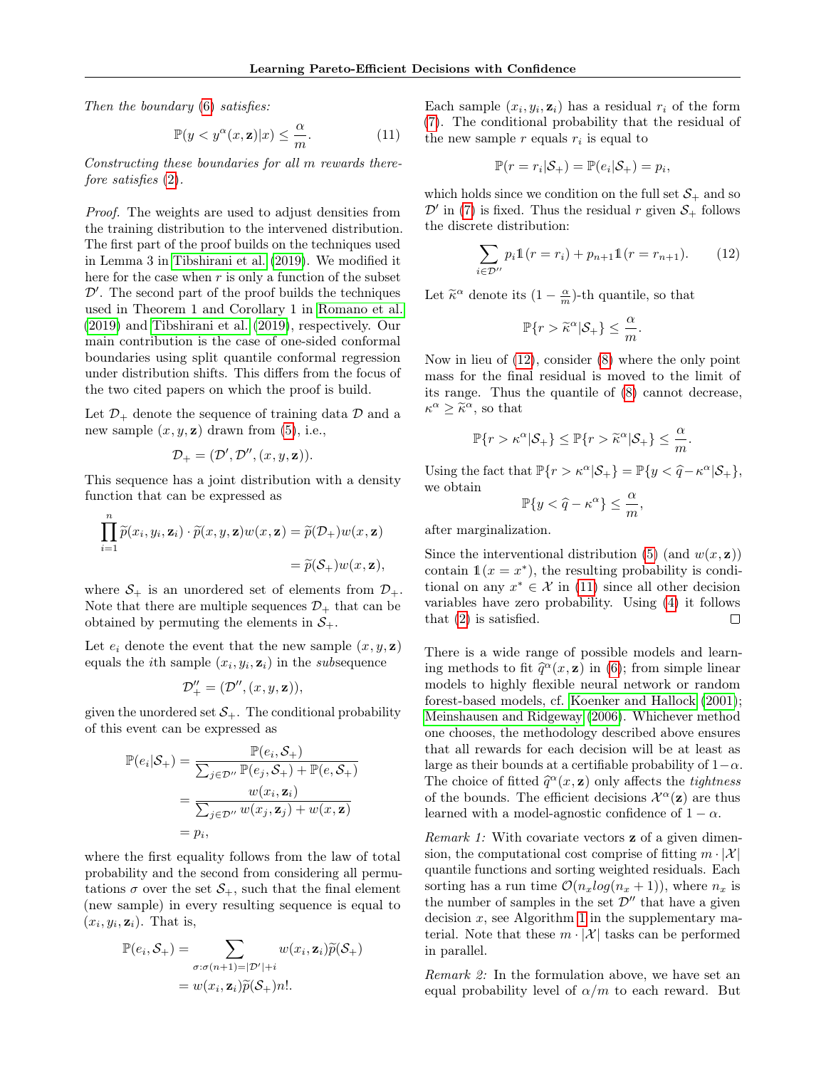*Then the boundary* (6) *satisfies:*

$$\mathbb{P}(y < y^{\alpha}(x, \mathbf{z})|x) \leq \frac{\alpha}{m}. \tag{11}$$

*Constructing these boundaries for all* $m$ *rewards therefore satisfies* (2).

*Proof.* The weights are used to adjust densities from the training distribution to the intervened distribution. The first part of the proof builds on the techniques used in Lemma 3 in Tibshirani et al. (2019). We modified it here for the case when $r$ is only a function of the subset $\mathcal{D}'$. The second part of the proof builds the techniques used in Theorem 1 and Corollary 1 in Romano et al. (2019) and Tibshirani et al. (2019), respectively. Our main contribution is the case of one-sided conformal boundaries using split quantile conformal regression under distribution shifts. This differs from the focus of the two cited papers on which the proof is build.

Let $\mathcal{D}_+$ denote the sequence of training data $\mathcal{D}$ and a new sample $(x, y, \mathbf{z})$ drawn from (5), i.e.,

$$\mathcal{D}_+ = (\mathcal{D}', \mathcal{D}'', (x, y, \mathbf{z})).$$

This sequence has a joint distribution with a density function that can be expressed as

$$\begin{aligned}\prod_{i=1}^{n} \widetilde{p}(x_i, y_i, \mathbf{z}_i) \cdot \widetilde{p}(x, y, \mathbf{z}) w(x, \mathbf{z}) &= \widetilde{p}(\mathcal{D}_+) w(x, \mathbf{z}) \\ &= \widetilde{p}(\mathcal{S}_+) w(x, \mathbf{z}),\end{aligned}$$

where $\mathcal{S}_+$ is an unordered set of elements from $\mathcal{D}_+$. Note that there are multiple sequences $\mathcal{D}_+$ that can be obtained by permuting the elements in $\mathcal{S}_+$.

Let $e_i$ denote the event that the new sample $(x, y, \mathbf{z})$ equals the $i$th sample $(x_i, y_i, \mathbf{z}_i)$ in the *sub*sequence

$$\mathcal{D}''_+ = (\mathcal{D}'', (x, y, \mathbf{z})),$$

given the unordered set $\mathcal{S}_+$. The conditional probability of this event can be expressed as

$$\begin{aligned}\mathbb{P}(e_i|\mathcal{S}_+) &= \frac{\mathbb{P}(e_i, \mathcal{S}_+)}{\sum_{j \in \mathcal{D}''} \mathbb{P}(e_j, \mathcal{S}_+) + \mathbb{P}(e, \mathcal{S}_+)} \\ &= \frac{w(x_i, \mathbf{z}_i)}{\sum_{j \in \mathcal{D}''} w(x_j, \mathbf{z}_j) + w(x, \mathbf{z})} \\ &= p_i,\end{aligned}$$

where the first equality follows from the law of total probability and the second from considering all permutations $\sigma$ over the set $\mathcal{S}_+$, such that the final element (new sample) in every resulting sequence is equal to $(x_i, y_i, \mathbf{z}_i)$. That is,

$$\begin{aligned}\mathbb{P}(e_i, \mathcal{S}_+) &= \sum_{\sigma : \sigma(n+1) = |\mathcal{D}'| + i} w(x_i, \mathbf{z}_i) \widetilde{p}(\mathcal{S}_+) \\ &= w(x_i, \mathbf{z}_i) \widetilde{p}(\mathcal{S}_+) n!.\end{aligned}$$

Each sample $(x_i, y_i, \mathbf{z}_i)$ has a residual $r_i$ of the form (7). The conditional probability that the residual of the new sample $r$ equals $r_i$ is equal to

$$\mathbb{P}(r = r_i|\mathcal{S}_+) = \mathbb{P}(e_i|\mathcal{S}_+) = p_i,$$

which holds since we condition on the full set $\mathcal{S}_+$ and so $\mathcal{D}'$ in (7) is fixed. Thus the residual $r$ given $\mathcal{S}_+$ follows the discrete distribution:

$$\sum_{i \in \mathcal{D}''} p_i \mathbb{1}(r = r_i) + p_{n+1} \mathbb{1}(r = r_{n+1}). \tag{12}$$

Let $\widetilde{\kappa}^{\alpha}$ denote its $(1 - \frac{\alpha}{m})$-th quantile, so that

$$\mathbb{P}\{r > \widetilde{\kappa}^{\alpha}|\mathcal{S}_+\} \leq \frac{\alpha}{m}.$$

Now in lieu of (12), consider (8) where the only point mass for the final residual is moved to the limit of its range. Thus the quantile of (8) cannot decrease, $\kappa^{\alpha} \geq \widetilde{\kappa}^{\alpha}$, so that

$$\mathbb{P}\{r > \kappa^{\alpha}|\mathcal{S}_+\} \leq \mathbb{P}\{r > \widetilde{\kappa}^{\alpha}|\mathcal{S}_+\} \leq \frac{\alpha}{m}.$$

Using the fact that $\mathbb{P}\{r > \kappa^{\alpha}|\mathcal{S}_+\} = \mathbb{P}\{y < \widehat{q} - \kappa^{\alpha}|\mathcal{S}_+\}$, we obtain

$$\mathbb{P}\{y < \widehat{q} - \kappa^{\alpha}\} \leq \frac{\alpha}{m},$$

after marginalization.

Since the interventional distribution (5) (and $w(x, \mathbf{z})$) contain $\mathbb{1}(x = x^*)$, the resulting probability is conditional on any $x^* \in \mathcal{X}$ in (11) since all other decision variables have zero probability. Using (4) it follows that (2) is satisfied. $\square$

There is a wide range of possible models and learning methods to fit $\widehat{q}^{\alpha}(x, \mathbf{z})$ in (6); from simple linear models to highly flexible neural network or random forest-based models, cf. Koenker and Hallock (2001); Meinshausen and Ridgeway (2006). Whichever method one chooses, the methodology described above ensures that all rewards for each decision will be at least as large as their bounds at a certifiable probability of $1-\alpha$. The choice of fitted $\widehat{q}^{\alpha}(x, \mathbf{z})$ only affects the *tightness* of the bounds. The efficient decisions $\mathcal{X}^{\alpha}(\mathbf{z})$ are thus learned with a model-agnostic confidence of $1 - \alpha$.

*Remark 1:* With covariate vectors $\mathbf{z}$ of a given dimension, the computational cost comprise of fitting $m \cdot |\mathcal{X}|$ quantile functions and sorting weighted residuals. Each sorting has a run time $\mathcal{O}(n_x log(n_x + 1))$, where $n_x$ is the number of samples in the set $\mathcal{D}''$ that have a given decision $x$, see Algorithm 1 in the supplementary material. Note that these $m \cdot |\mathcal{X}|$ tasks can be performed in parallel.

*Remark 2:* In the formulation above, we have set an equal probability level of $\alpha/m$ to each reward. But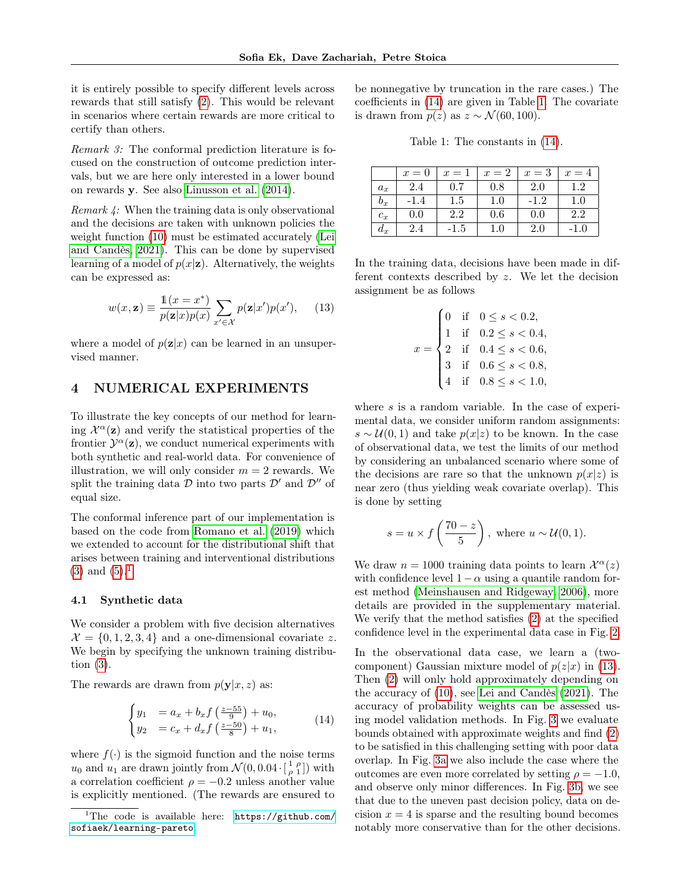it is entirely possible to specify different levels across rewards that still satisfy (2). This would be relevant in scenarios where certain rewards are more critical to certify than others.

*Remark 3:* The conformal prediction literature is focused on the construction of outcome prediction intervals, but we are here only interested in a lower bound on rewards $\mathbf{y}$. See also Linusson et al. (2014).

*Remark 4:* When the training data is only observational and the decisions are taken with unknown policies the weight function (10) must be estimated accurately (Lei and Candès, 2021). This can be done by supervised learning of a model of $p(x|\mathbf{z})$. Alternatively, the weights can be expressed as:

$$w(x, \mathbf{z}) \equiv \frac{\mathbb{1}(x = x^*)}{p(\mathbf{z}|x)p(x)} \sum_{x' \in \mathcal{X}} p(\mathbf{z}|x')p(x'), \qquad (13)$$

where a model of $p(\mathbf{z}|x)$ can be learned in an unsupervised manner.

# 4 NUMERICAL EXPERIMENTS

To illustrate the key concepts of our method for learning $\mathcal{X}^\alpha(\mathbf{z})$ and verify the statistical properties of the frontier $\mathcal{Y}^\alpha(\mathbf{z})$, we conduct numerical experiments with both synthetic and real-world data. For convenience of illustration, we will only consider $m = 2$ rewards. We split the training data $\mathcal{D}$ into two parts $\mathcal{D}'$ and $\mathcal{D}''$ of equal size.

The conformal inference part of our implementation is based on the code from Romano et al. (2019) which we extended to account for the distributional shift that arises between training and interventional distributions (3) and (5).[1]

## 4.1 Synthetic data

We consider a problem with five decision alternatives $\mathcal{X} = \{0, 1, 2, 3, 4\}$ and a one-dimensional covariate $z$. We begin by specifying the unknown training distribution (3).

The rewards are drawn from $p(\mathbf{y}|x, z)$ as:

$$\begin{cases} y_1 &= a_x + b_x f\left(\frac{z-55}{9}\right) + u_0, \\ y_2 &= c_x + d_x f\left(\frac{z-50}{8}\right) + u_1, \end{cases} \qquad (14)$$

where $f(\cdot)$ is the sigmoid function and the noise terms $u_0$ and $u_1$ are drawn jointly from $\mathcal{N}(0, 0.04 \cdot [\begin{smallmatrix} 1 & \rho \\ \rho & 1 \end{smallmatrix}])$ with a correlation coefficient $\rho = -0.2$ unless another value is explicitly mentioned. (The rewards are ensured to be nonnegative by truncation in the rare cases.) The coefficients in (14) are given in Table 1. The covariate is drawn from $p(z)$ as $z \sim \mathcal{N}(60, 100)$.

Table 1: The constants in (14).

| | $x = 0$ | $x = 1$ | $x = 2$ | $x = 3$ | $x = 4$ |
|---|---|---|---|---|---|
| $a_x$ | 2.4 | 0.7 | 0.8 | 2.0 | 1.2 |
| $b_x$ | -1.4 | 1.5 | 1.0 | -1.2 | 1.0 |
| $c_x$ | 0.0 | 2.2 | 0.6 | 0.0 | 2.2 |
| $d_x$ | 2.4 | -1.5 | 1.0 | 2.0 | -1.0 |

In the training data, decisions have been made in different contexts described by $z$. We let the decision assignment be as follows

$$x = \begin{cases} 0 & \text{if} \quad 0 \leq s < 0.2, \\ 1 & \text{if} \quad 0.2 \leq s < 0.4, \\ 2 & \text{if} \quad 0.4 \leq s < 0.6, \\ 3 & \text{if} \quad 0.6 \leq s < 0.8, \\ 4 & \text{if} \quad 0.8 \leq s < 1.0, \end{cases}$$

where $s$ is a random variable. In the case of experimental data, we consider uniform random assignments: $s \sim \mathcal{U}(0, 1)$ and take $p(x|z)$ to be known. In the case of observational data, we test the limits of our method by considering an unbalanced scenario where some of the decisions are rare so that the unknown $p(x|z)$ is near zero (thus yielding weak covariate overlap). This is done by setting

$$s = u \times f\left(\frac{70 - z}{5}\right), \text{ where } u \sim \mathcal{U}(0, 1).$$

We draw $n = 1000$ training data points to learn $\mathcal{X}^\alpha(z)$ with confidence level $1 - \alpha$ using a quantile random forest method (Meinshausen and Ridgeway, 2006), more details are provided in the supplementary material. We verify that the method satisfies (2) at the specified confidence level in the experimental data case in Fig. 2.

In the observational data case, we learn a (two-component) Gaussian mixture model of $p(z|x)$ in (13). Then (2) will only hold approximately depending on the accuracy of (10), see Lei and Candès (2021). The accuracy of probability weights can be assessed using model validation methods. In Fig. 3 we evaluate bounds obtained with approximate weights and find (2) to be satisfied in this challenging setting with poor data overlap. In Fig. 3a we also include the case where the outcomes are even more correlated by setting $\rho = -1.0$, and observe only minor differences. In Fig. 3b, we see that due to the uneven past decision policy, data on decision $x = 4$ is sparse and the resulting bound becomes notably more conservative than for the other decisions.

[1] The code is available here: https://github.com/sofiaek/learning-pareto.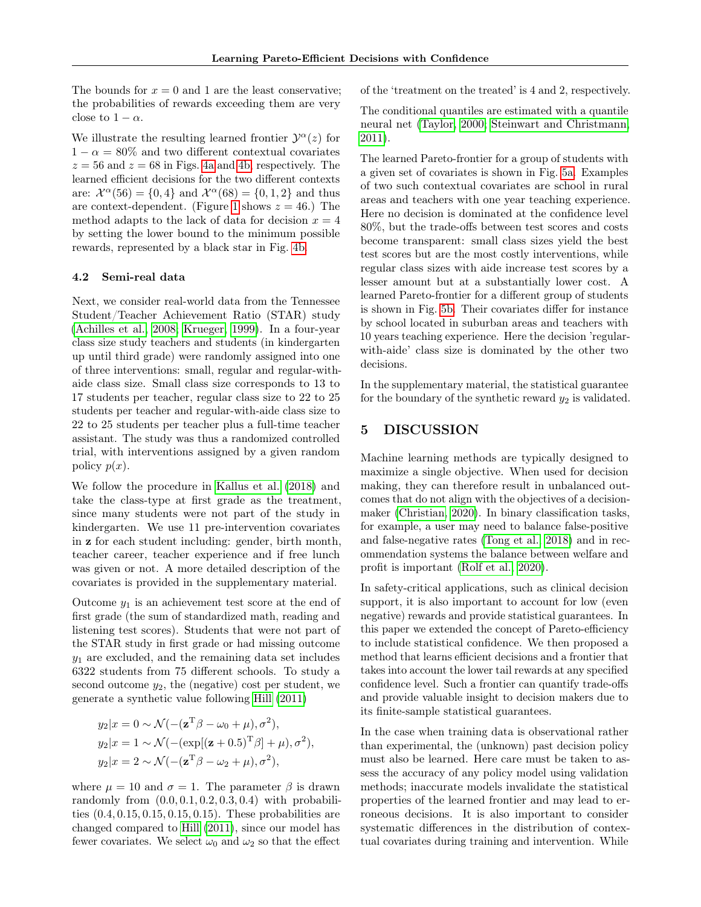The bounds for $x = 0$ and 1 are the least conservative; the probabilities of rewards exceeding them are very close to $1 - \alpha$.

We illustrate the resulting learned frontier $\mathcal{Y}^{\alpha}(z)$ for $1 - \alpha = 80\%$ and two different contextual covariates $z = 56$ and $z = 68$ in Figs. 4a and 4b, respectively. The learned efficient decisions for the two different contexts are: $\mathcal{X}^{\alpha}(56) = \{0, 4\}$ and $\mathcal{X}^{\alpha}(68) = \{0, 1, 2\}$ and thus are context-dependent. (Figure 1 shows $z = 46$.) The method adapts to the lack of data for decision $x = 4$ by setting the lower bound to the minimum possible rewards, represented by a black star in Fig. 4b.

### 4.2 Semi-real data

Next, we consider real-world data from the Tennessee Student/Teacher Achievement Ratio (STAR) study (Achilles et al., 2008; Krueger, 1999). In a four-year class size study teachers and students (in kindergarten up until third grade) were randomly assigned into one of three interventions: small, regular and regular-with-aide class size. Small class size corresponds to 13 to 17 students per teacher, regular class size to 22 to 25 students per teacher and regular-with-aide class size to 22 to 25 students per teacher plus a full-time teacher assistant. The study was thus a randomized controlled trial, with interventions assigned by a given random policy $p(x)$.

We follow the procedure in Kallus et al. (2018) and take the class-type at first grade as the treatment, since many students were not part of the study in kindergarten. We use 11 pre-intervention covariates in $\mathbf{z}$ for each student including: gender, birth month, teacher career, teacher experience and if free lunch was given or not. A more detailed description of the covariates is provided in the supplementary material.

Outcome $y_1$ is an achievement test score at the end of first grade (the sum of standardized math, reading and listening test scores). Students that were not part of the STAR study in first grade or had missing outcome $y_1$ are excluded, and the remaining data set includes 6322 students from 75 different schools. To study a second outcome $y_2$, the (negative) cost per student, we generate a synthetic value following Hill (2011)

$$
\begin{aligned}
y_2|x = 0 &\sim \mathcal{N}(-(\mathbf{z}^{\mathrm{T}}\beta - \omega_0 + \mu), \sigma^2), \\
y_2|x = 1 &\sim \mathcal{N}(-(\exp[(\mathbf{z} + 0.5)^{\mathrm{T}}\beta] + \mu), \sigma^2), \\
y_2|x = 2 &\sim \mathcal{N}(-(\mathbf{z}^{\mathrm{T}}\beta - \omega_2 + \mu), \sigma^2),
\end{aligned}
$$

where $\mu = 10$ and $\sigma = 1$. The parameter $\beta$ is drawn randomly from $(0.0, 0.1, 0.2, 0.3, 0.4)$ with probabilities $(0.4, 0.15, 0.15, 0.15, 0.15)$. These probabilities are changed compared to Hill (2011), since our model has fewer covariates. We select $\omega_0$ and $\omega_2$ so that the effect of the 'treatment on the treated' is 4 and 2, respectively.

The conditional quantiles are estimated with a quantile neural net (Taylor, 2000; Steinwart and Christmann, 2011).

The learned Pareto-frontier for a group of students with a given set of covariates is shown in Fig. 5a. Examples of two such contextual covariates are school in rural areas and teachers with one year teaching experience. Here no decision is dominated at the confidence level 80%, but the trade-offs between test scores and costs become transparent: small class sizes yield the best test scores but are the most costly interventions, while regular class sizes with aide increase test scores by a lesser amount but at a substantially lower cost. A learned Pareto-frontier for a different group of students is shown in Fig. 5b. Their covariates differ for instance by school located in suburban areas and teachers with 10 years teaching experience. Here the decision 'regular-with-aide' class size is dominated by the other two decisions.

In the supplementary material, the statistical guarantee for the boundary of the synthetic reward $y_2$ is validated.

## 5 DISCUSSION

Machine learning methods are typically designed to maximize a single objective. When used for decision making, they can therefore result in unbalanced outcomes that do not align with the objectives of a decision-maker (Christian, 2020). In binary classification tasks, for example, a user may need to balance false-positive and false-negative rates (Tong et al., 2018) and in recommendation systems the balance between welfare and profit is important (Rolf et al., 2020).

In safety-critical applications, such as clinical decision support, it is also important to account for low (even negative) rewards and provide statistical guarantees. In this paper we extended the concept of Pareto-efficiency to include statistical confidence. We then proposed a method that learns efficient decisions and a frontier that takes into account the lower tail rewards at any specified confidence level. Such a frontier can quantify trade-offs and provide valuable insight to decision makers due to its finite-sample statistical guarantees.

In the case when training data is observational rather than experimental, the (unknown) past decision policy must also be learned. Here care must be taken to assess the accuracy of any policy model using validation methods; inaccurate models invalidate the statistical properties of the learned frontier and may lead to erroneous decisions. It is also important to consider systematic differences in the distribution of contextual covariates during training and intervention. While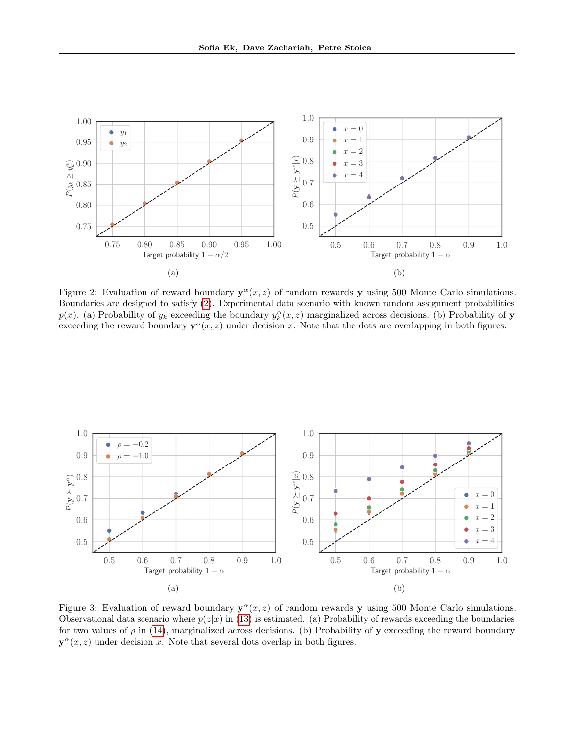Figure 2: Evaluation of reward boundary $\mathbf{y}^{\alpha}(x,z)$ of random rewards $\mathbf{y}$ using 500 Monte Carlo simulations. Boundaries are designed to satisfy (2). Experimental data scenario with known random assignment probabilities $p(x)$. (a) Probability of $y_k$ exceeding the boundary $y_k^{\alpha}(x,z)$ marginalized across decisions. (b) Probability of $\mathbf{y}$ exceeding the reward boundary $\mathbf{y}^{\alpha}(x,z)$ under decision $x$. Note that the dots are overlapping in both figures.

Figure 3: Evaluation of reward boundary $\mathbf{y}^{\alpha}(x,z)$ of random rewards $\mathbf{y}$ using 500 Monte Carlo simulations. Observational data scenario where $p(z|x)$ in (13) is estimated. (a) Probability of rewards exceeding the boundaries for two values of $\rho$ in (14), marginalized across decisions. (b) Probability of $\mathbf{y}$ exceeding the reward boundary $\mathbf{y}^{\alpha}(x,z)$ under decision $x$. Note that several dots overlap in both figures.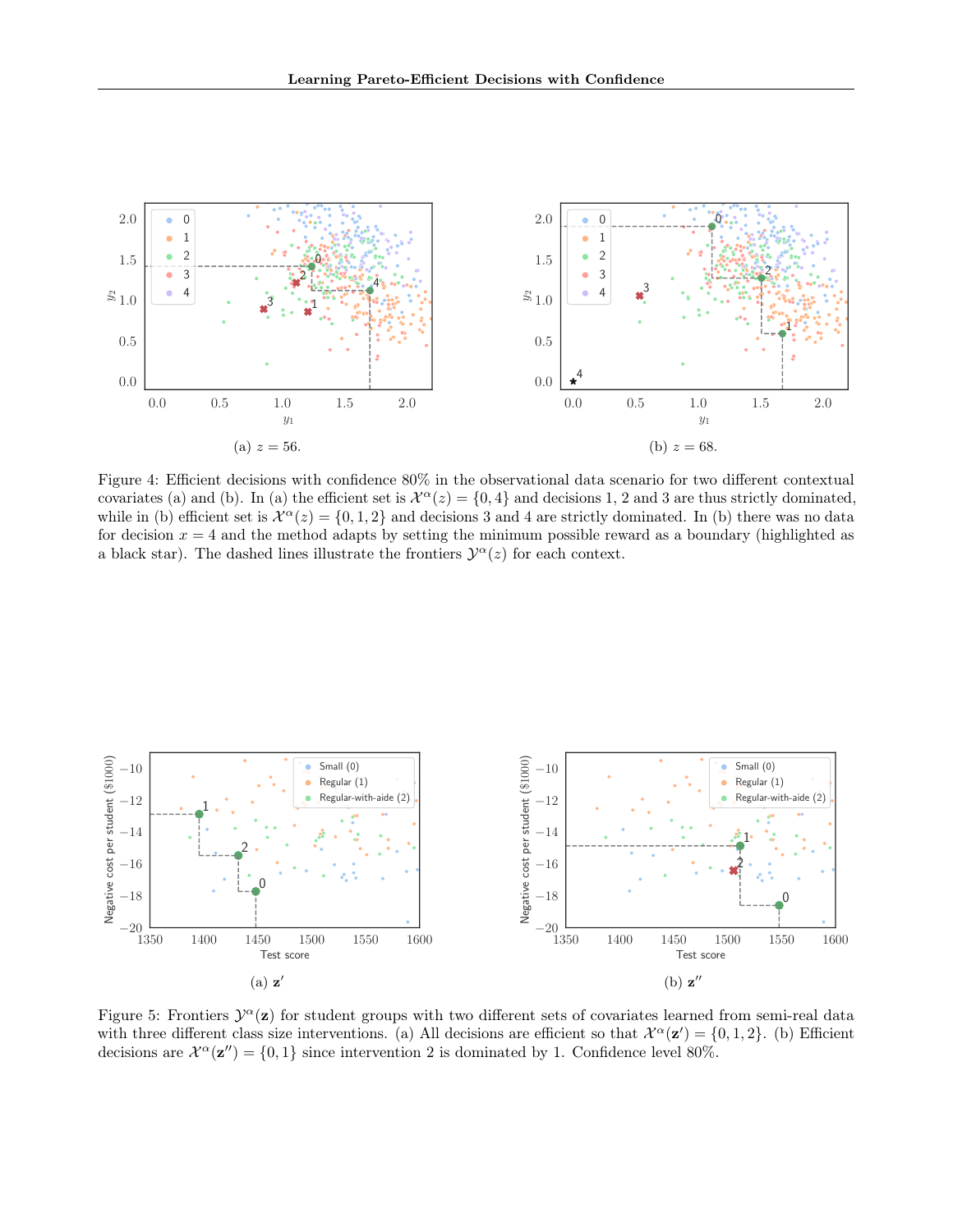(a) $z = 56$.

(b) $z = 68$.

Figure 4: Efficient decisions with confidence 80% in the observational data scenario for two different contextual covariates (a) and (b). In (a) the efficient set is $\mathcal{X}^{\alpha}(z) = \{0, 4\}$ and decisions 1, 2 and 3 are thus strictly dominated, while in (b) efficient set is $\mathcal{X}^{\alpha}(z) = \{0, 1, 2\}$ and decisions 3 and 4 are strictly dominated. In (b) there was no data for decision $x = 4$ and the method adapts by setting the minimum possible reward as a boundary (highlighted as a black star). The dashed lines illustrate the frontiers $\mathcal{Y}^{\alpha}(z)$ for each context.

(a) $\mathbf{z}'$

(b) $\mathbf{z}''$

Figure 5: Frontiers $\mathcal{Y}^{\alpha}(\mathbf{z})$ for student groups with two different sets of covariates learned from semi-real data with three different class size interventions. (a) All decisions are efficient so that $\mathcal{X}^{\alpha}(\mathbf{z}') = \{0, 1, 2\}$. (b) Efficient decisions are $\mathcal{X}^{\alpha}(\mathbf{z}'') = \{0, 1\}$ since intervention 2 is dominated by 1. Confidence level 80%.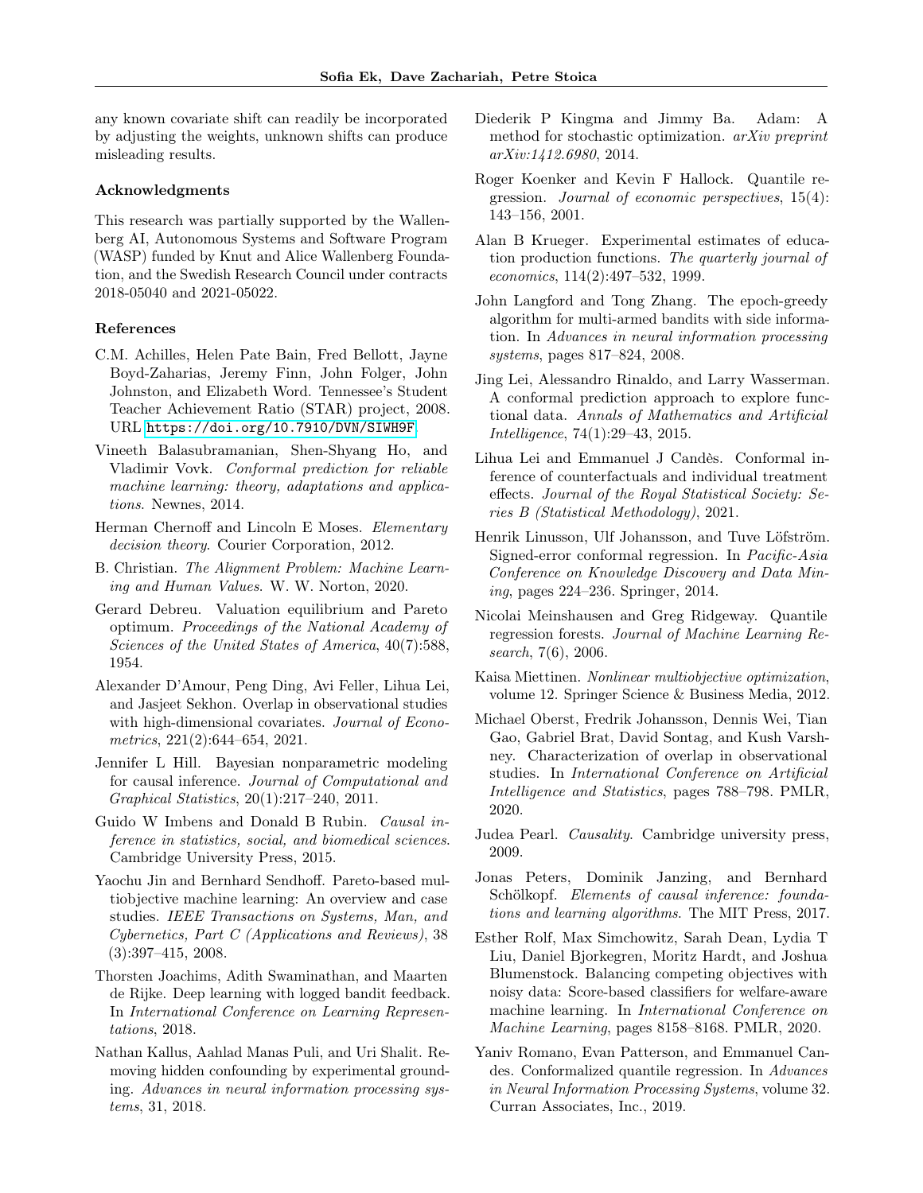any known covariate shift can readily be incorporated by adjusting the weights, unknown shifts can produce misleading results.

### Acknowledgments

This research was partially supported by the Wallenberg AI, Autonomous Systems and Software Program (WASP) funded by Knut and Alice Wallenberg Foundation, and the Swedish Research Council under contracts 2018-05040 and 2021-05022.

### References

C.M. Achilles, Helen Pate Bain, Fred Bellott, Jayne Boyd-Zaharias, Jeremy Finn, John Folger, John Johnston, and Elizabeth Word. Tennessee's Student Teacher Achievement Ratio (STAR) project, 2008. URL https://doi.org/10.7910/DVN/SIWH9F.

Vineeth Balasubramanian, Shen-Shyang Ho, and Vladimir Vovk. *Conformal prediction for reliable machine learning: theory, adaptations and applications*. Newnes, 2014.

Herman Chernoff and Lincoln E Moses. *Elementary decision theory*. Courier Corporation, 2012.

B. Christian. *The Alignment Problem: Machine Learning and Human Values*. W. W. Norton, 2020.

Gerard Debreu. Valuation equilibrium and Pareto optimum. *Proceedings of the National Academy of Sciences of the United States of America*, 40(7):588, 1954.

Alexander D'Amour, Peng Ding, Avi Feller, Lihua Lei, and Jasjeet Sekhon. Overlap in observational studies with high-dimensional covariates. *Journal of Econometrics*, 221(2):644–654, 2021.

Jennifer L Hill. Bayesian nonparametric modeling for causal inference. *Journal of Computational and Graphical Statistics*, 20(1):217–240, 2011.

Guido W Imbens and Donald B Rubin. *Causal inference in statistics, social, and biomedical sciences*. Cambridge University Press, 2015.

Yaochu Jin and Bernhard Sendhoff. Pareto-based multiobjective machine learning: An overview and case studies. *IEEE Transactions on Systems, Man, and Cybernetics, Part C (Applications and Reviews)*, 38 (3):397–415, 2008.

Thorsten Joachims, Adith Swaminathan, and Maarten de Rijke. Deep learning with logged bandit feedback. In *International Conference on Learning Representations*, 2018.

Nathan Kallus, Aahlad Manas Puli, and Uri Shalit. Removing hidden confounding by experimental grounding. *Advances in neural information processing systems*, 31, 2018.

Diederik P Kingma and Jimmy Ba. Adam: A method for stochastic optimization. *arXiv preprint arXiv:1412.6980*, 2014.

Roger Koenker and Kevin F Hallock. Quantile regression. *Journal of economic perspectives*, 15(4): 143–156, 2001.

Alan B Krueger. Experimental estimates of education production functions. *The quarterly journal of economics*, 114(2):497–532, 1999.

John Langford and Tong Zhang. The epoch-greedy algorithm for multi-armed bandits with side information. In *Advances in neural information processing systems*, pages 817–824, 2008.

Jing Lei, Alessandro Rinaldo, and Larry Wasserman. A conformal prediction approach to explore functional data. *Annals of Mathematics and Artificial Intelligence*, 74(1):29–43, 2015.

Lihua Lei and Emmanuel J Candès. Conformal inference of counterfactuals and individual treatment effects. *Journal of the Royal Statistical Society: Series B (Statistical Methodology)*, 2021.

Henrik Linusson, Ulf Johansson, and Tuve Löfström. Signed-error conformal regression. In *Pacific-Asia Conference on Knowledge Discovery and Data Mining*, pages 224–236. Springer, 2014.

Nicolai Meinshausen and Greg Ridgeway. Quantile regression forests. *Journal of Machine Learning Research*, 7(6), 2006.

Kaisa Miettinen. *Nonlinear multiobjective optimization*, volume 12. Springer Science & Business Media, 2012.

Michael Oberst, Fredrik Johansson, Dennis Wei, Tian Gao, Gabriel Brat, David Sontag, and Kush Varshney. Characterization of overlap in observational studies. In *International Conference on Artificial Intelligence and Statistics*, pages 788–798. PMLR, 2020.

Judea Pearl. *Causality*. Cambridge university press, 2009.

Jonas Peters, Dominik Janzing, and Bernhard Schölkopf. *Elements of causal inference: foundations and learning algorithms*. The MIT Press, 2017.

Esther Rolf, Max Simchowitz, Sarah Dean, Lydia T Liu, Daniel Bjorkegren, Moritz Hardt, and Joshua Blumenstock. Balancing competing objectives with noisy data: Score-based classifiers for welfare-aware machine learning. In *International Conference on Machine Learning*, pages 8158–8168. PMLR, 2020.

Yaniv Romano, Evan Patterson, and Emmanuel Candes. Conformalized quantile regression. In *Advances in Neural Information Processing Systems*, volume 32. Curran Associates, Inc., 2019.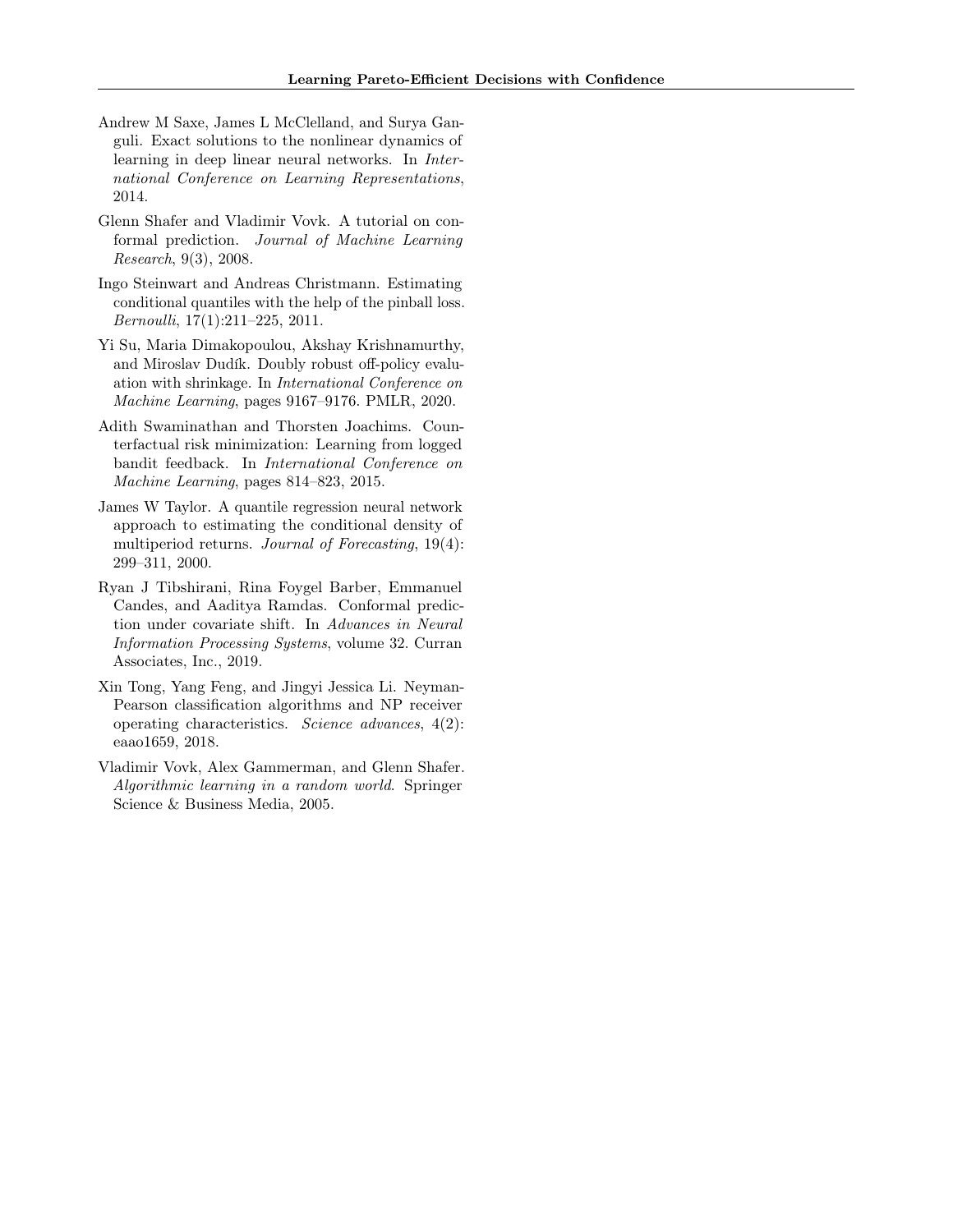Andrew M Saxe, James L McClelland, and Surya Ganguli. Exact solutions to the nonlinear dynamics of learning in deep linear neural networks. In *International Conference on Learning Representations*, 2014.

Glenn Shafer and Vladimir Vovk. A tutorial on conformal prediction. *Journal of Machine Learning Research*, 9(3), 2008.

Ingo Steinwart and Andreas Christmann. Estimating conditional quantiles with the help of the pinball loss. *Bernoulli*, 17(1):211–225, 2011.

Yi Su, Maria Dimakopoulou, Akshay Krishnamurthy, and Miroslav Dudík. Doubly robust off-policy evaluation with shrinkage. In *International Conference on Machine Learning*, pages 9167–9176. PMLR, 2020.

Adith Swaminathan and Thorsten Joachims. Counterfactual risk minimization: Learning from logged bandit feedback. In *International Conference on Machine Learning*, pages 814–823, 2015.

James W Taylor. A quantile regression neural network approach to estimating the conditional density of multiperiod returns. *Journal of Forecasting*, 19(4): 299–311, 2000.

Ryan J Tibshirani, Rina Foygel Barber, Emmanuel Candes, and Aaditya Ramdas. Conformal prediction under covariate shift. In *Advances in Neural Information Processing Systems*, volume 32. Curran Associates, Inc., 2019.

Xin Tong, Yang Feng, and Jingyi Jessica Li. Neyman-Pearson classification algorithms and NP receiver operating characteristics. *Science advances*, 4(2): eaao1659, 2018.

Vladimir Vovk, Alex Gammerman, and Glenn Shafer. *Algorithmic learning in a random world*. Springer Science & Business Media, 2005.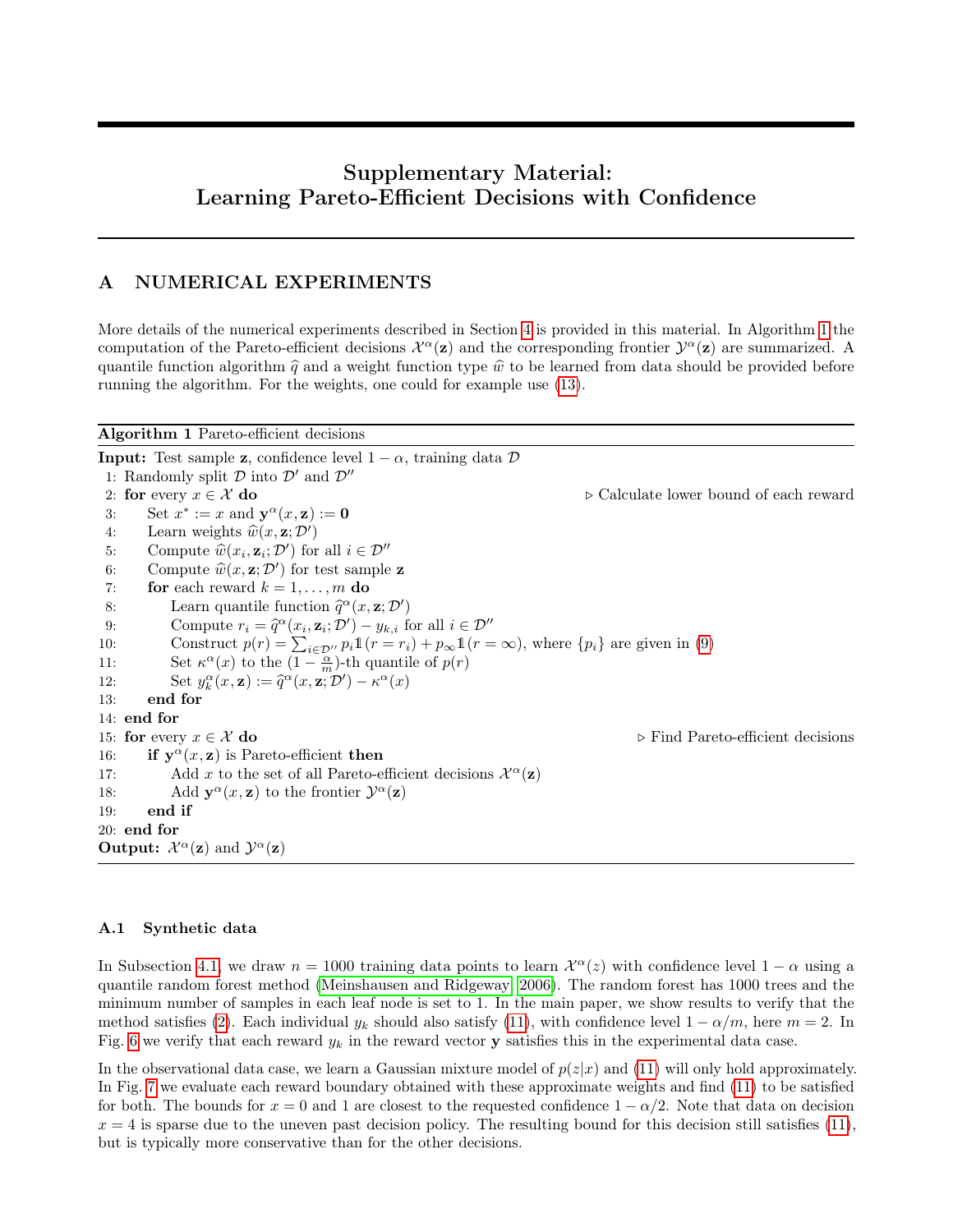# Supplementary Material: Learning Pareto-Efficient Decisions with Confidence

## A NUMERICAL EXPERIMENTS

More details of the numerical experiments described in Section 4 is provided in this material. In Algorithm 1 the computation of the Pareto-efficient decisions $\mathcal{X}^\alpha(\mathbf{z})$ and the corresponding frontier $\mathcal{Y}^\alpha(\mathbf{z})$ are summarized. A quantile function algorithm $\widehat{q}$ and a weight function type $\widehat{w}$ to be learned from data should be provided before running the algorithm. For the weights, one could for example use (13).

---

**Algorithm 1** Pareto-efficient decisions

---

**Input:** Test sample $\mathbf{z}$, confidence level $1-\alpha$, training data $\mathcal{D}$

1: Randomly split $\mathcal{D}$ into $\mathcal{D}'$ and $\mathcal{D}''$
2: **for** every $x \in \mathcal{X}$ **do** ▷ Calculate lower bound of each reward
3: &nbsp;&nbsp;&nbsp;&nbsp;Set $x^* := x$ and $\mathbf{y}^\alpha(x, \mathbf{z}) := \mathbf{0}$
4: &nbsp;&nbsp;&nbsp;&nbsp;Learn weights $\widehat{w}(x, \mathbf{z}; \mathcal{D}')$
5: &nbsp;&nbsp;&nbsp;&nbsp;Compute $\widehat{w}(x_i, \mathbf{z}_i; \mathcal{D}')$ for all $i \in \mathcal{D}''$
6: &nbsp;&nbsp;&nbsp;&nbsp;Compute $\widehat{w}(x, \mathbf{z}; \mathcal{D}')$ for test sample $\mathbf{z}$
7: &nbsp;&nbsp;&nbsp;&nbsp;**for** each reward $k = 1, \dots, m$ **do**
8: &nbsp;&nbsp;&nbsp;&nbsp;&nbsp;&nbsp;&nbsp;&nbsp;Learn quantile function $\widehat{q}^\alpha(x, \mathbf{z}; \mathcal{D}')$
9: &nbsp;&nbsp;&nbsp;&nbsp;&nbsp;&nbsp;&nbsp;&nbsp;Compute $r_i = \widehat{q}^\alpha(x_i, \mathbf{z}_i; \mathcal{D}') - y_{k,i}$ for all $i \in \mathcal{D}''$
10: &nbsp;&nbsp;&nbsp;&nbsp;&nbsp;&nbsp;&nbsp;&nbsp;Construct $p(r) = \sum_{i \in \mathcal{D}''} p_i \mathbb{1}(r = r_i) + p_\infty \mathbb{1}(r = \infty)$, where $\{p_i\}$ are given in (9)
11: &nbsp;&nbsp;&nbsp;&nbsp;&nbsp;&nbsp;&nbsp;&nbsp;Set $\kappa^\alpha(x)$ to the $(1 - \frac{\alpha}{m})$-th quantile of $p(r)$
12: &nbsp;&nbsp;&nbsp;&nbsp;&nbsp;&nbsp;&nbsp;&nbsp;Set $y_k^\alpha(x, \mathbf{z}) := \widehat{q}^\alpha(x, \mathbf{z}; \mathcal{D}') - \kappa^\alpha(x)$
13: &nbsp;&nbsp;&nbsp;&nbsp;**end for**
14: **end for**
15: **for** every $x \in \mathcal{X}$ **do** ▷ Find Pareto-efficient decisions
16: &nbsp;&nbsp;&nbsp;&nbsp;**if** $\mathbf{y}^\alpha(x, \mathbf{z})$ is Pareto-efficient **then**
17: &nbsp;&nbsp;&nbsp;&nbsp;&nbsp;&nbsp;&nbsp;&nbsp;Add $x$ to the set of all Pareto-efficient decisions $\mathcal{X}^\alpha(\mathbf{z})$
18: &nbsp;&nbsp;&nbsp;&nbsp;&nbsp;&nbsp;&nbsp;&nbsp;Add $\mathbf{y}^\alpha(x, \mathbf{z})$ to the frontier $\mathcal{Y}^\alpha(\mathbf{z})$
19: &nbsp;&nbsp;&nbsp;&nbsp;**end if**
20: **end for**

**Output:** $\mathcal{X}^\alpha(\mathbf{z})$ and $\mathcal{Y}^\alpha(\mathbf{z})$

---

### A.1 Synthetic data

In Subsection 4.1, we draw $n = 1000$ training data points to learn $\mathcal{X}^\alpha(z)$ with confidence level $1-\alpha$ using a quantile random forest method (Meinshausen and Ridgeway, 2006). The random forest has 1000 trees and the minimum number of samples in each leaf node is set to 1. In the main paper, we show results to verify that the method satisfies (2). Each individual $y_k$ should also satisfy (11), with confidence level $1 - \alpha/m$, here $m = 2$. In Fig. 6 we verify that each reward $y_k$ in the reward vector $\mathbf{y}$ satisfies this in the experimental data case.

In the observational data case, we learn a Gaussian mixture model of $p(z|x)$ and (11) will only hold approximately. In Fig. 7 we evaluate each reward boundary obtained with these approximate weights and find (11) to be satisfied for both. The bounds for $x = 0$ and 1 are closest to the requested confidence $1 - \alpha/2$. Note that data on decision $x = 4$ is sparse due to the uneven past decision policy. The resulting bound for this decision still satisfies (11), but is typically more conservative than for the other decisions.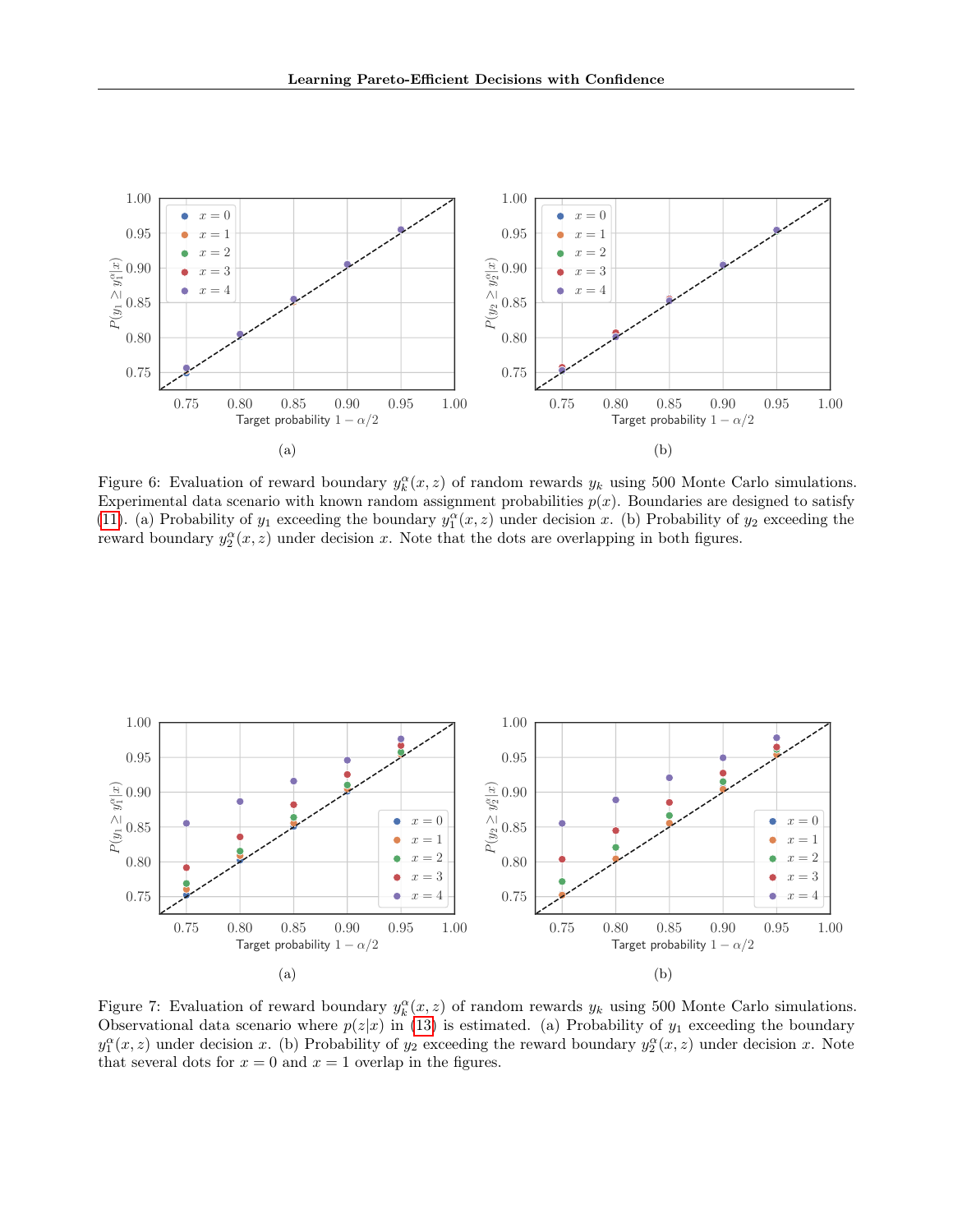(a)

(b)

Figure 6: Evaluation of reward boundary $y_k^\alpha(x, z)$ of random rewards $y_k$ using 500 Monte Carlo simulations. Experimental data scenario with known random assignment probabilities $p(x)$. Boundaries are designed to satisfy (11). (a) Probability of $y_1$ exceeding the boundary $y_1^\alpha(x, z)$ under decision $x$. (b) Probability of $y_2$ exceeding the reward boundary $y_2^\alpha(x, z)$ under decision $x$. Note that the dots are overlapping in both figures.

(a)

(b)

Figure 7: Evaluation of reward boundary $y_k^\alpha(x, z)$ of random rewards $y_k$ using 500 Monte Carlo simulations. Observational data scenario where $p(z|x)$ in (13) is estimated. (a) Probability of $y_1$ exceeding the boundary $y_1^\alpha(x, z)$ under decision $x$. (b) Probability of $y_2$ exceeding the reward boundary $y_2^\alpha(x, z)$ under decision $x$. Note that several dots for $x = 0$ and $x = 1$ overlap in the figures.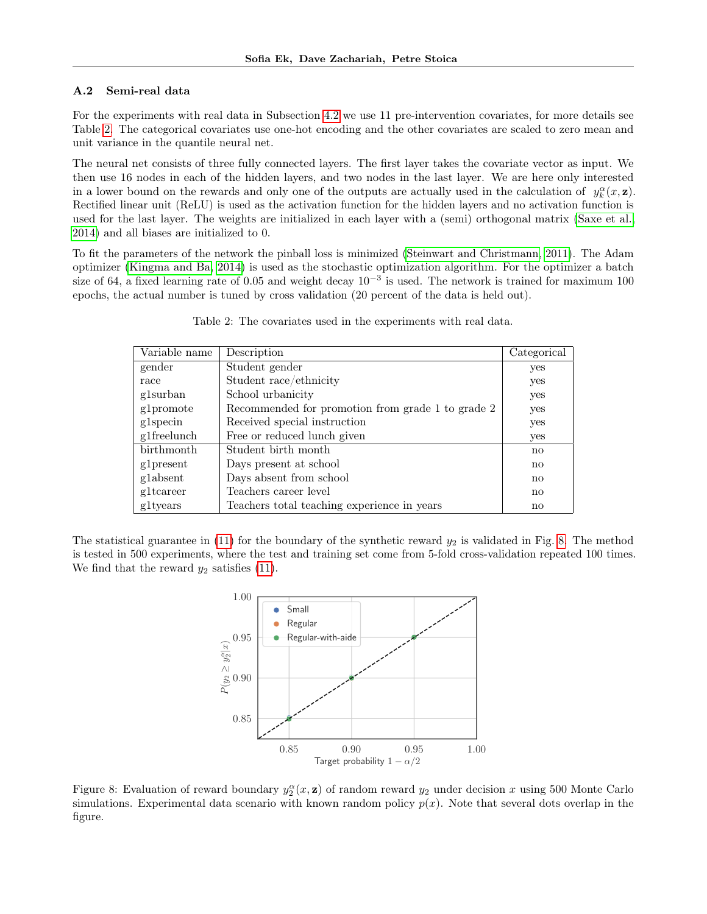### A.2 Semi-real data

For the experiments with real data in Subsection 4.2 we use 11 pre-intervention covariates, for more details see Table 2. The categorical covariates use one-hot encoding and the other covariates are scaled to zero mean and unit variance in the quantile neural net.

The neural net consists of three fully connected layers. The first layer takes the covariate vector as input. We then use 16 nodes in each of the hidden layers, and two nodes in the last layer. We are here only interested in a lower bound on the rewards and only one of the outputs are actually used in the calculation of $y_k^\alpha(x, \mathbf{z})$. Rectified linear unit (ReLU) is used as the activation function for the hidden layers and no activation function is used for the last layer. The weights are initialized in each layer with a (semi) orthogonal matrix (Saxe et al., 2014) and all biases are initialized to 0.

To fit the parameters of the network the pinball loss is minimized (Steinwart and Christmann, 2011). The Adam optimizer (Kingma and Ba, 2014) is used as the stochastic optimization algorithm. For the optimizer a batch size of 64, a fixed learning rate of 0.05 and weight decay $10^{-3}$ is used. The network is trained for maximum 100 epochs, the actual number is tuned by cross validation (20 percent of the data is held out).

Table 2: The covariates used in the experiments with real data.

| Variable name | Description | Categorical |
|---|---|---|
| gender | Student gender | yes |
| race | Student race/ethnicity | yes |
| g1surban | School urbanicity | yes |
| g1promote | Recommended for promotion from grade 1 to grade 2 | yes |
| g1specin | Received special instruction | yes |
| g1freelunch | Free or reduced lunch given | yes |
| birthmonth | Student birth month | no |
| g1present | Days present at school | no |
| g1absent | Days absent from school | no |
| g1tcareer | Teachers career level | no |
| g1tyears | Teachers total teaching experience in years | no |

The statistical guarantee in (11) for the boundary of the synthetic reward $y_2$ is validated in Fig. 8. The method is tested in 500 experiments, where the test and training set come from 5-fold cross-validation repeated 100 times. We find that the reward $y_2$ satisfies (11).

Small
Regular
Regular-with-aide
$P(y_2 \geq y_2^\alpha|x)$
1.00
0.95
0.90
0.85
0.85
0.90
0.95
1.00
Target probability $1 - \alpha/2$

Figure 8: Evaluation of reward boundary $y_2^\alpha(x, \mathbf{z})$ of random reward $y_2$ under decision $x$ using 500 Monte Carlo simulations. Experimental data scenario with known random policy $p(x)$. Note that several dots overlap in the figure.